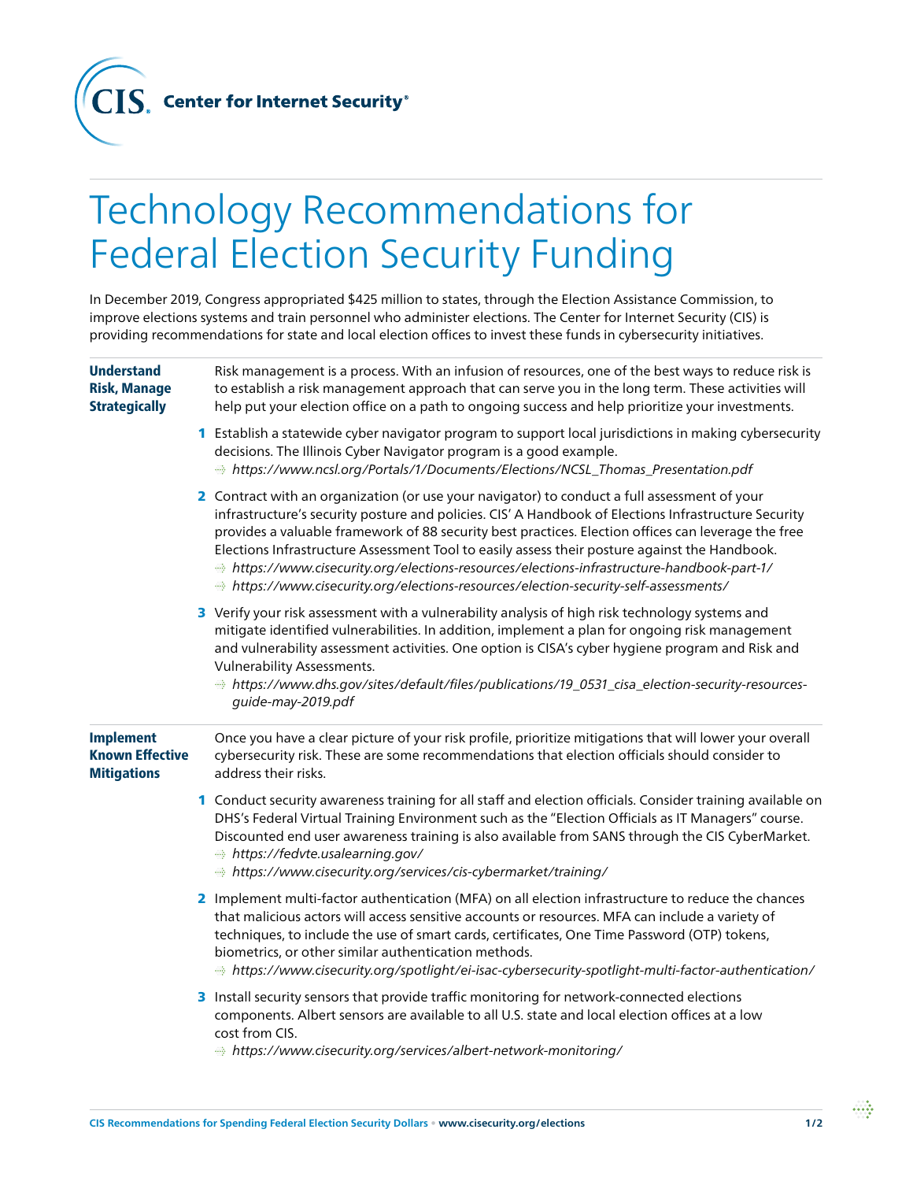**CIS Center for Internet Security®**

# Technology Recommendations for Federal Election Security Funding

In December 2019, Congress appropriated $425 million to states, through the Election Assistance Commission, to improve elections systems and train personnel who administer elections. The Center for Internet Security (CIS) is providing recommendations for state and local election offices to invest these funds in cybersecurity initiatives.

## Understand Risk, Manage Strategically

Risk management is a process. With an infusion of resources, one of the best ways to reduce risk is to establish a risk management approach that can serve you in the long term. These activities will help put your election office on a path to ongoing success and help prioritize your investments.

1. Establish a statewide cyber navigator program to support local jurisdictions in making cybersecurity decisions. The Illinois Cyber Navigator program is a good example.
   - *https://www.ncsl.org/Portals/1/Documents/Elections/NCSL_Thomas_Presentation.pdf*
2. Contract with an organization (or use your navigator) to conduct a full assessment of your infrastructure's security posture and policies. CIS' A Handbook of Elections Infrastructure Security provides a valuable framework of 88 security best practices. Election offices can leverage the free Elections Infrastructure Assessment Tool to easily assess their posture against the Handbook.
   - *https://www.cisecurity.org/elections-resources/elections-infrastructure-handbook-part-1/*
   - *https://www.cisecurity.org/elections-resources/election-security-self-assessments/*
3. Verify your risk assessment with a vulnerability analysis of high risk technology systems and mitigate identified vulnerabilities. In addition, implement a plan for ongoing risk management and vulnerability assessment activities. One option is CISA's cyber hygiene program and Risk and Vulnerability Assessments.
   - *https://www.dhs.gov/sites/default/files/publications/19_0531_cisa_election-security-resources-guide-may-2019.pdf*

## Implement Known Effective Mitigations

Once you have a clear picture of your risk profile, prioritize mitigations that will lower your overall cybersecurity risk. These are some recommendations that election officials should consider to address their risks.

1. Conduct security awareness training for all staff and election officials. Consider training available on DHS's Federal Virtual Training Environment such as the "Election Officials as IT Managers" course. Discounted end user awareness training is also available from SANS through the CIS CyberMarket.
   - *https://fedvte.usalearning.gov/*
   - *https://www.cisecurity.org/services/cis-cybermarket/training/*
2. Implement multi-factor authentication (MFA) on all election infrastructure to reduce the chances that malicious actors will access sensitive accounts or resources. MFA can include a variety of techniques, to include the use of smart cards, certificates, One Time Password (OTP) tokens, biometrics, or other similar authentication methods.
   - *https://www.cisecurity.org/spotlight/ei-isac-cybersecurity-spotlight-multi-factor-authentication/*
3. Install security sensors that provide traffic monitoring for network-connected elections components. Albert sensors are available to all U.S. state and local election offices at a low cost from CIS.
   - *https://www.cisecurity.org/services/albert-network-monitoring/*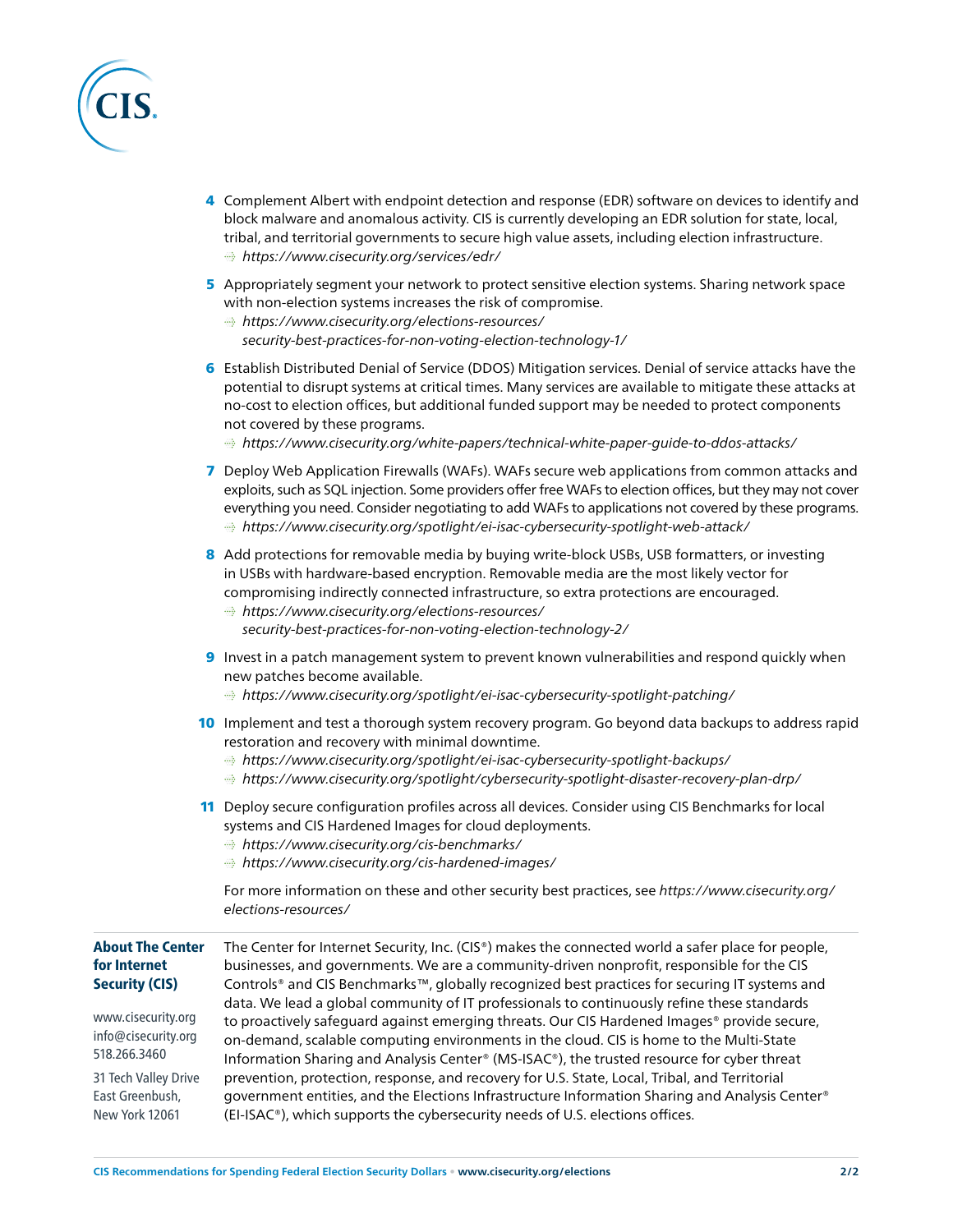4. Complement Albert with endpoint detection and response (EDR) software on devices to identify and block malware and anomalous activity. CIS is currently developing an EDR solution for state, local, tribal, and territorial governments to secure high value assets, including election infrastructure.
   - *https://www.cisecurity.org/services/edr/*

5. Appropriately segment your network to protect sensitive election systems. Sharing network space with non-election systems increases the risk of compromise.
   - *https://www.cisecurity.org/elections-resources/security-best-practices-for-non-voting-election-technology-1/*

6. Establish Distributed Denial of Service (DDOS) Mitigation services. Denial of service attacks have the potential to disrupt systems at critical times. Many services are available to mitigate these attacks at no-cost to election offices, but additional funded support may be needed to protect components not covered by these programs.
   - *https://www.cisecurity.org/white-papers/technical-white-paper-guide-to-ddos-attacks/*

7. Deploy Web Application Firewalls (WAFs). WAFs secure web applications from common attacks and exploits, such as SQL injection. Some providers offer free WAFs to election offices, but they may not cover everything you need. Consider negotiating to add WAFs to applications not covered by these programs.
   - *https://www.cisecurity.org/spotlight/ei-isac-cybersecurity-spotlight-web-attack/*

8. Add protections for removable media by buying write-block USBs, USB formatters, or investing in USBs with hardware-based encryption. Removable media are the most likely vector for compromising indirectly connected infrastructure, so extra protections are encouraged.
   - *https://www.cisecurity.org/elections-resources/security-best-practices-for-non-voting-election-technology-2/*

9. Invest in a patch management system to prevent known vulnerabilities and respond quickly when new patches become available.
   - *https://www.cisecurity.org/spotlight/ei-isac-cybersecurity-spotlight-patching/*

10. Implement and test a thorough system recovery program. Go beyond data backups to address rapid restoration and recovery with minimal downtime.
    - *https://www.cisecurity.org/spotlight/ei-isac-cybersecurity-spotlight-backups/*
    - *https://www.cisecurity.org/spotlight/cybersecurity-spotlight-disaster-recovery-plan-drp/*

11. Deploy secure configuration profiles across all devices. Consider using CIS Benchmarks for local systems and CIS Hardened Images for cloud deployments.
    - *https://www.cisecurity.org/cis-benchmarks/*
    - *https://www.cisecurity.org/cis-hardened-images/*

For more information on these and other security best practices, see *https://www.cisecurity.org/elections-resources/*

---

**About The Center for Internet Security (CIS)**

www.cisecurity.org
info@cisecurity.org
518.266.3460

31 Tech Valley Drive
East Greenbush,
New York 12061

The Center for Internet Security, Inc. (CIS®) makes the connected world a safer place for people, businesses, and governments. We are a community-driven nonprofit, responsible for the CIS Controls® and CIS Benchmarks™, globally recognized best practices for securing IT systems and data. We lead a global community of IT professionals to continuously refine these standards to proactively safeguard against emerging threats. Our CIS Hardened Images® provide secure, on-demand, scalable computing environments in the cloud. CIS is home to the Multi-State Information Sharing and Analysis Center® (MS-ISAC®), the trusted resource for cyber threat prevention, protection, response, and recovery for U.S. State, Local, Tribal, and Territorial government entities, and the Elections Infrastructure Information Sharing and Analysis Center® (EI-ISAC®), which supports the cybersecurity needs of U.S. elections offices.